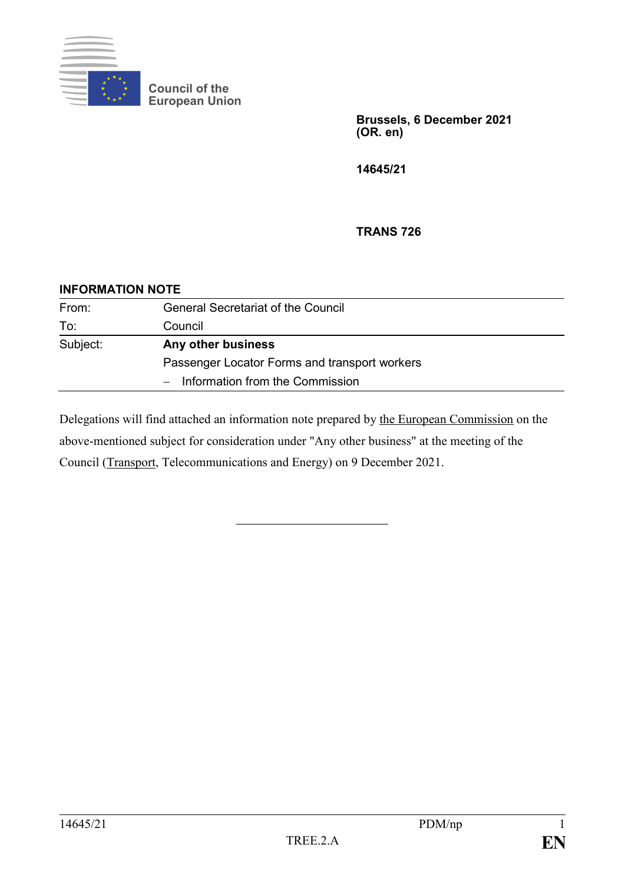Council of the European Union

**Brussels, 6 December 2021**
**(OR. en)**

**14645/21**

**TRANS 726**

**INFORMATION NOTE**

| | |
|---|---|
| From: | General Secretariat of the Council |
| To: | Council |
| Subject: | **Any other business** |
| | Passenger Locator Forms and transport workers |
| | – Information from the Commission |

Delegations will find attached an information note prepared by the European Commission on the above-mentioned subject for consideration under "Any other business" at the meeting of the Council (Transport, Telecommunications and Energy) on 9 December 2021.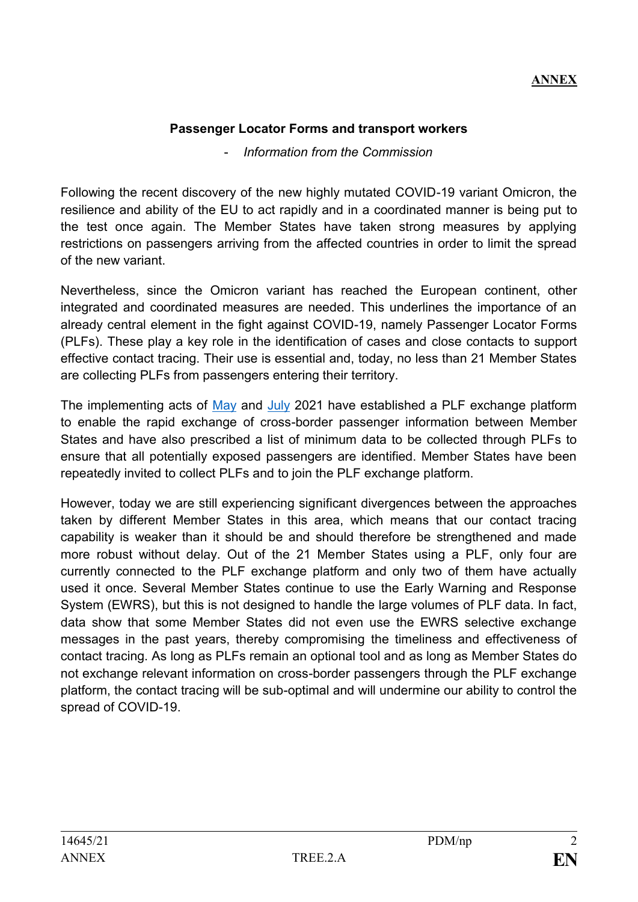**ANNEX**

**Passenger Locator Forms and transport workers**

- *Information from the Commission*

Following the recent discovery of the new highly mutated COVID-19 variant Omicron, the resilience and ability of the EU to act rapidly and in a coordinated manner is being put to the test once again. The Member States have taken strong measures by applying restrictions on passengers arriving from the affected countries in order to limit the spread of the new variant.

Nevertheless, since the Omicron variant has reached the European continent, other integrated and coordinated measures are needed. This underlines the importance of an already central element in the fight against COVID-19, namely Passenger Locator Forms (PLFs). These play a key role in the identification of cases and close contacts to support effective contact tracing. Their use is essential and, today, no less than 21 Member States are collecting PLFs from passengers entering their territory.

The implementing acts of May and July 2021 have established a PLF exchange platform to enable the rapid exchange of cross-border passenger information between Member States and have also prescribed a list of minimum data to be collected through PLFs to ensure that all potentially exposed passengers are identified. Member States have been repeatedly invited to collect PLFs and to join the PLF exchange platform.

However, today we are still experiencing significant divergences between the approaches taken by different Member States in this area, which means that our contact tracing capability is weaker than it should be and should therefore be strengthened and made more robust without delay. Out of the 21 Member States using a PLF, only four are currently connected to the PLF exchange platform and only two of them have actually used it once. Several Member States continue to use the Early Warning and Response System (EWRS), but this is not designed to handle the large volumes of PLF data. In fact, data show that some Member States did not even use the EWRS selective exchange messages in the past years, thereby compromising the timeliness and effectiveness of contact tracing. As long as PLFs remain an optional tool and as long as Member States do not exchange relevant information on cross-border passengers through the PLF exchange platform, the contact tracing will be sub-optimal and will undermine our ability to control the spread of COVID-19.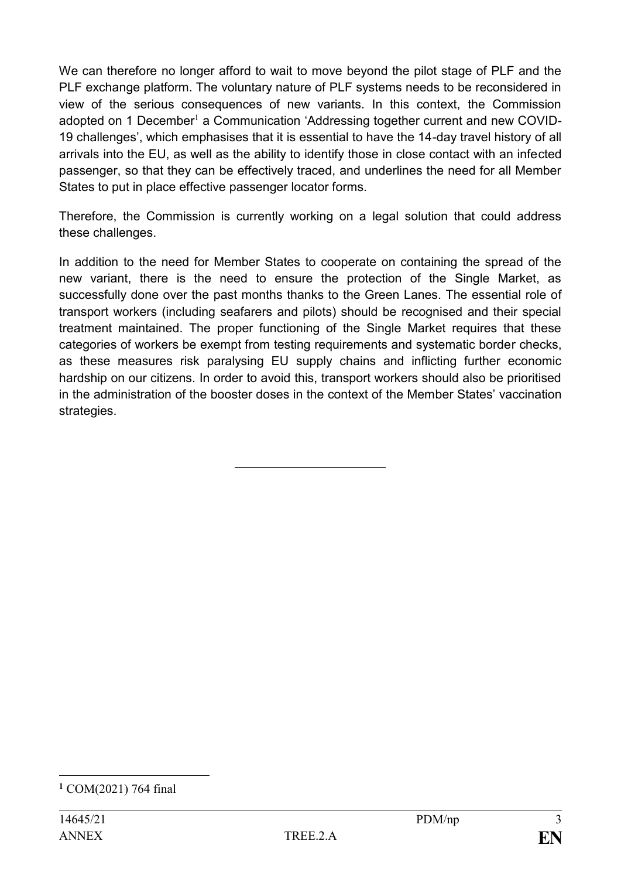We can therefore no longer afford to wait to move beyond the pilot stage of PLF and the PLF exchange platform. The voluntary nature of PLF systems needs to be reconsidered in view of the serious consequences of new variants. In this context, the Commission adopted on 1 December[1] a Communication 'Addressing together current and new COVID-19 challenges', which emphasises that it is essential to have the 14-day travel history of all arrivals into the EU, as well as the ability to identify those in close contact with an infected passenger, so that they can be effectively traced, and underlines the need for all Member States to put in place effective passenger locator forms.

Therefore, the Commission is currently working on a legal solution that could address these challenges.

In addition to the need for Member States to cooperate on containing the spread of the new variant, there is the need to ensure the protection of the Single Market, as successfully done over the past months thanks to the Green Lanes. The essential role of transport workers (including seafarers and pilots) should be recognised and their special treatment maintained. The proper functioning of the Single Market requires that these categories of workers be exempt from testing requirements and systematic border checks, as these measures risk paralysing EU supply chains and inflicting further economic hardship on our citizens. In order to avoid this, transport workers should also be prioritised in the administration of the booster doses in the context of the Member States' vaccination strategies.

---

[1] COM(2021) 764 final